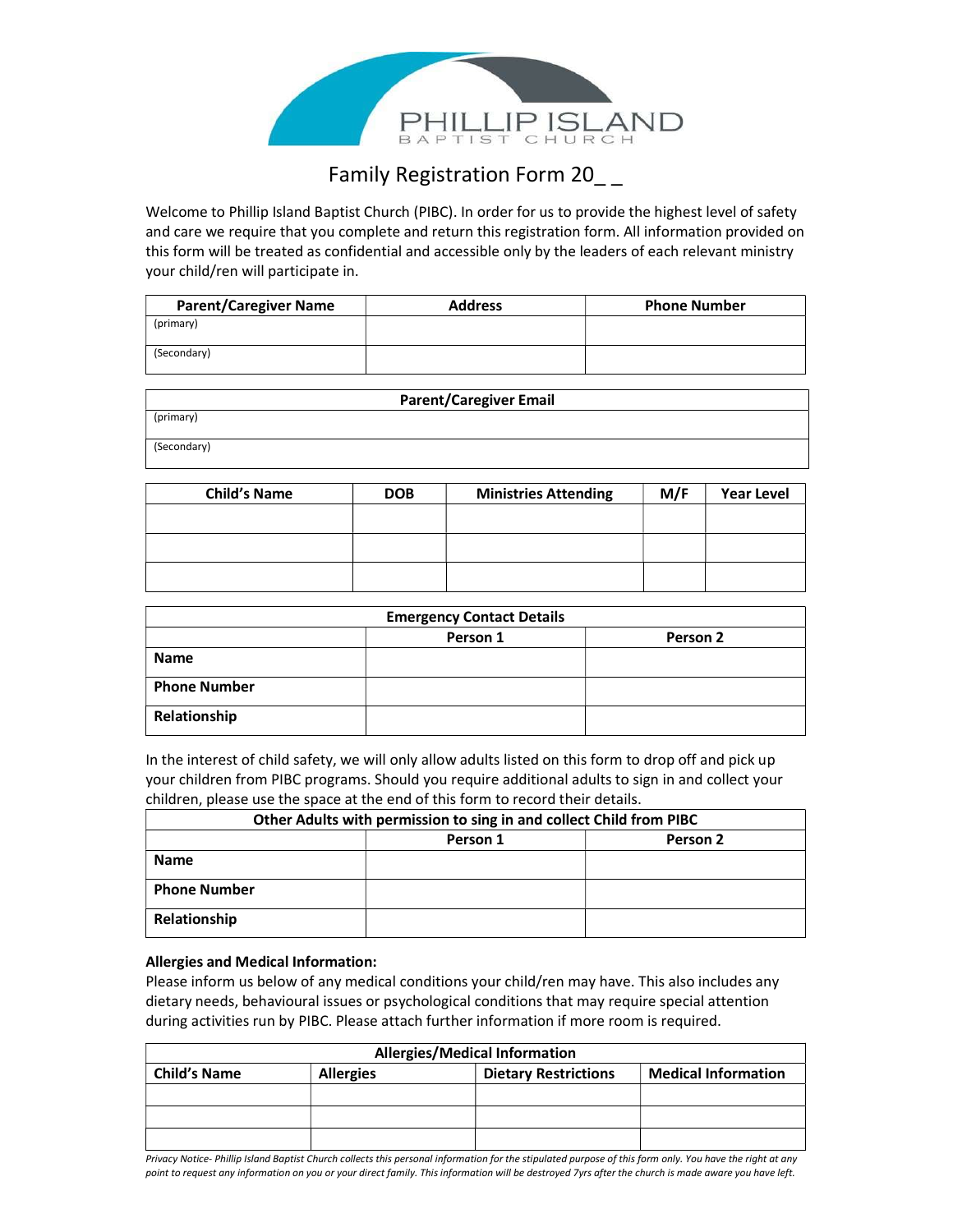PHILLIP ISLAND
BAPTIST CHURCH

# Family Registration Form 20_ _

Welcome to Phillip Island Baptist Church (PIBC). In order for us to provide the highest level of safety and care we require that you complete and return this registration form. All information provided on this form will be treated as confidential and accessible only by the leaders of each relevant ministry your child/ren will participate in.

| Parent/Caregiver Name | Address | Phone Number |
|---|---|---|
| (primary) | | |
| (Secondary) | | |

| Parent/Caregiver Email |
|---|
| (primary) |
| (Secondary) |

| Child's Name | DOB | Ministries Attending | M/F | Year Level |
|---|---|---|---|---|
| | | | | |
| | | | | |
| | | | | |

| Emergency Contact Details | | |
|---|---|---|
| | Person 1 | Person 2 |
| **Name** | | |
| **Phone Number** | | |
| **Relationship** | | |

In the interest of child safety, we will only allow adults listed on this form to drop off and pick up your children from PIBC programs. Should you require additional adults to sign in and collect your children, please use the space at the end of this form to record their details.

| Other Adults with permission to sing in and collect Child from PIBC | | |
|---|---|---|
| | Person 1 | Person 2 |
| **Name** | | |
| **Phone Number** | | |
| **Relationship** | | |

**Allergies and Medical Information:**

Please inform us below of any medical conditions your child/ren may have. This also includes any dietary needs, behavioural issues or psychological conditions that may require special attention during activities run by PIBC. Please attach further information if more room is required.

| Allergies/Medical Information | | | |
|---|---|---|---|
| **Child's Name** | **Allergies** | **Dietary Restrictions** | **Medical Information** |
| | | | |
| | | | |
| | | | |

*Privacy Notice- Phillip Island Baptist Church collects this personal information for the stipulated purpose of this form only. You have the right at any point to request any information on you or your direct family. This information will be destroyed 7yrs after the church is made aware you have left.*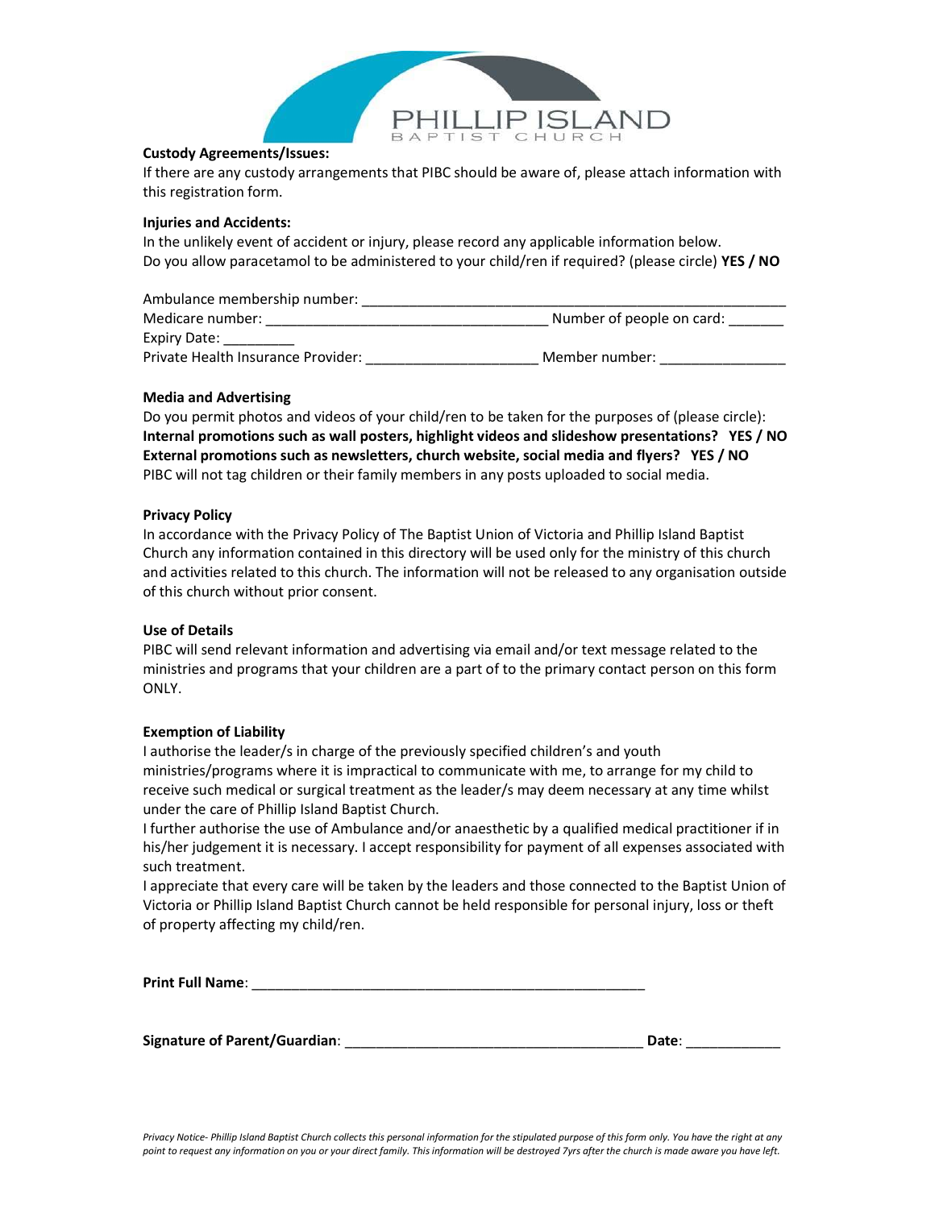PHILLIP ISLAND
BAPTIST CHURCH

**Custody Agreements/Issues:**

If there are any custody arrangements that PIBC should be aware of, please attach information with this registration form.

**Injuries and Accidents:**

In the unlikely event of accident or injury, please record any applicable information below.
Do you allow paracetamol to be administered to your child/ren if required? (please circle) **YES / NO**

Ambulance membership number: ______________________________________________________
Medicare number: ___________________________________ Number of people on card: _______
Expiry Date: _________
Private Health Insurance Provider: ______________________ Member number: ________________

**Media and Advertising**

Do you permit photos and videos of your child/ren to be taken for the purposes of (please circle):
**Internal promotions such as wall posters, highlight videos and slideshow presentations? YES / NO**
**External promotions such as newsletters, church website, social media and flyers? YES / NO**
PIBC will not tag children or their family members in any posts uploaded to social media.

**Privacy Policy**

In accordance with the Privacy Policy of The Baptist Union of Victoria and Phillip Island Baptist Church any information contained in this directory will be used only for the ministry of this church and activities related to this church. The information will not be released to any organisation outside of this church without prior consent.

**Use of Details**

PIBC will send relevant information and advertising via email and/or text message related to the ministries and programs that your children are a part of to the primary contact person on this form ONLY.

**Exemption of Liability**

I authorise the leader/s in charge of the previously specified children's and youth ministries/programs where it is impractical to communicate with me, to arrange for my child to receive such medical or surgical treatment as the leader/s may deem necessary at any time whilst under the care of Phillip Island Baptist Church.
I further authorise the use of Ambulance and/or anaesthetic by a qualified medical practitioner if in his/her judgement it is necessary. I accept responsibility for payment of all expenses associated with such treatment.
I appreciate that every care will be taken by the leaders and those connected to the Baptist Union of Victoria or Phillip Island Baptist Church cannot be held responsible for personal injury, loss or theft of property affecting my child/ren.

**Print Full Name**: ___________________________________________________

**Signature of Parent/Guardian**: ______________________________________ **Date**: ____________

*Privacy Notice- Phillip Island Baptist Church collects this personal information for the stipulated purpose of this form only. You have the right at any point to request any information on you or your direct family. This information will be destroyed 7yrs after the church is made aware you have left.*